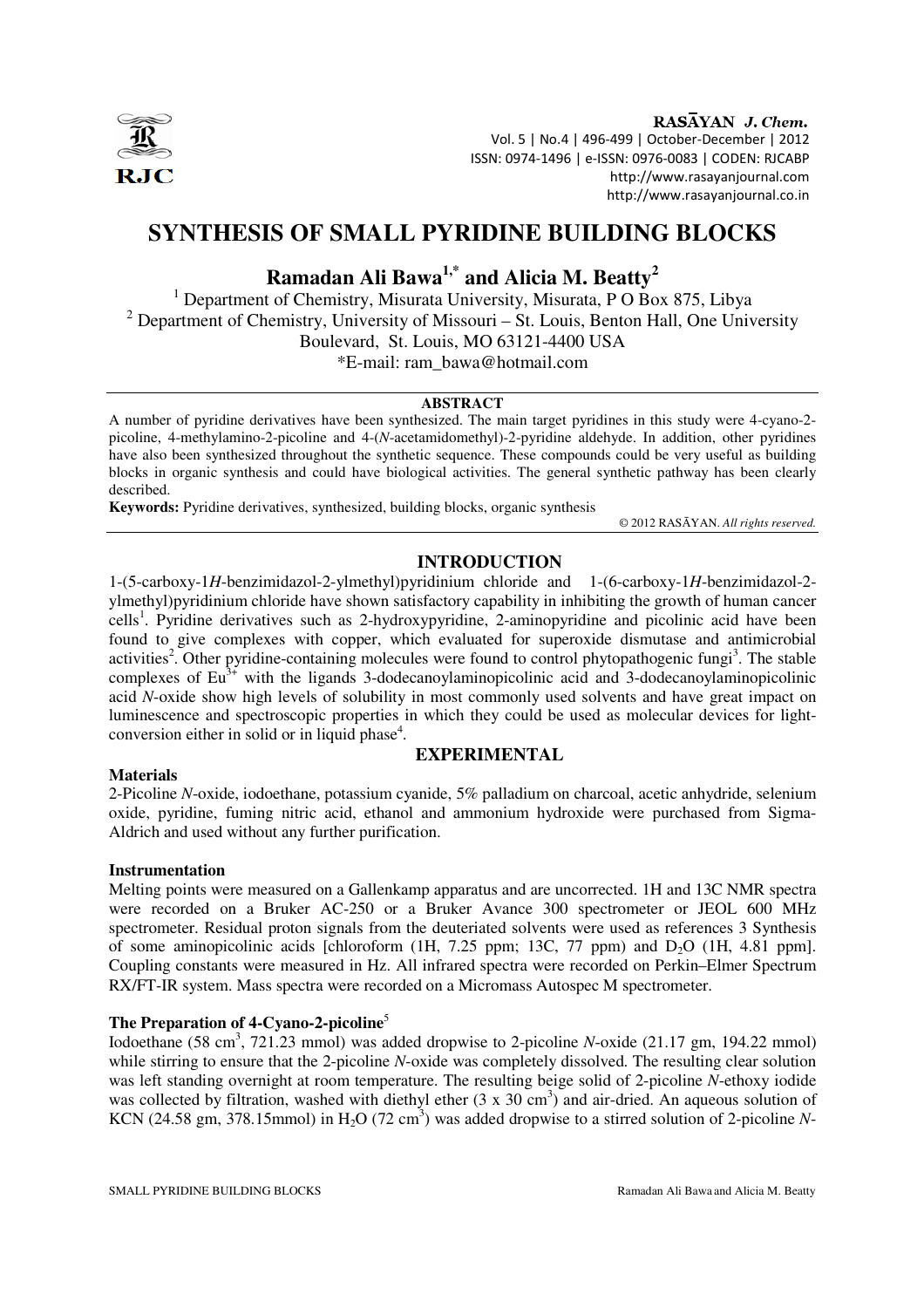# SYNTHESIS OF SMALL PYRIDINE BUILDING BLOCKS

**Ramadan Ali Bawa[1,*] and Alicia M. Beatty[2]**

[1] Department of Chemistry, Misurata University, Misurata, P O Box 875, Libya

[2] Department of Chemistry, University of Missouri – St. Louis, Benton Hall, One University Boulevard, St. Louis, MO 63121-4400 USA

*E-mail: ram_bawa@hotmail.com

## ABSTRACT

A number of pyridine derivatives have been synthesized. The main target pyridines in this study were 4-cyano-2-picoline, 4-methylamino-2-picoline and 4-(*N*-acetamidomethyl)-2-pyridine aldehyde. In addition, other pyridines have also been synthesized throughout the synthetic sequence. These compounds could be very useful as building blocks in organic synthesis and could have biological activities. The general synthetic pathway has been clearly described.

**Keywords:** Pyridine derivatives, synthesized, building blocks, organic synthesis

© 2012 RASĀYAN. *All rights reserved.*

## INTRODUCTION

1-(5-carboxy-1*H*-benzimidazol-2-ylmethyl)pyridinium chloride and 1-(6-carboxy-1*H*-benzimidazol-2-ylmethyl)pyridinium chloride have shown satisfactory capability in inhibiting the growth of human cancer cells[1]. Pyridine derivatives such as 2-hydroxypyridine, 2-aminopyridine and picolinic acid have been found to give complexes with copper, which evaluated for superoxide dismutase and antimicrobial activities[2]. Other pyridine-containing molecules were found to control phytopathogenic fungi[3]. The stable complexes of $Eu^{3+}$ with the ligands 3-dodecanoylaminopicolinic acid and 3-dodecanoylaminopicolinic acid *N*-oxide show high levels of solubility in most commonly used solvents and have great impact on luminescence and spectroscopic properties in which they could be used as molecular devices for light-conversion either in solid or in liquid phase[4].

## EXPERIMENTAL

### Materials

2-Picoline *N*-oxide, iodoethane, potassium cyanide, 5% palladium on charcoal, acetic anhydride, selenium oxide, pyridine, fuming nitric acid, ethanol and ammonium hydroxide were purchased from Sigma-Aldrich and used without any further purification.

### Instrumentation

Melting points were measured on a Gallenkamp apparatus and are uncorrected. 1H and 13C NMR spectra were recorded on a Bruker AC-250 or a Bruker Avance 300 spectrometer or JEOL 600 MHz spectrometer. Residual proton signals from the deuteriated solvents were used as references 3 Synthesis of some aminopicolinic acids [chloroform (1H, 7.25 ppm; 13C, 77 ppm) and $D_2O$ (1H, 4.81 ppm]. Coupling constants were measured in Hz. All infrared spectra were recorded on Perkin–Elmer Spectrum RX/FT-IR system. Mass spectra were recorded on a Micromass Autospec M spectrometer.

### The Preparation of 4-Cyano-2-picoline[5]

Iodoethane (58 $cm^3$, 721.23 mmol) was added dropwise to 2-picoline *N*-oxide (21.17 gm, 194.22 mmol) while stirring to ensure that the 2-picoline *N*-oxide was completely dissolved. The resulting clear solution was left standing overnight at room temperature. The resulting beige solid of 2-picoline *N*-ethoxy iodide was collected by filtration, washed with diethyl ether (3 x 30 $cm^3$) and air-dried. An aqueous solution of KCN (24.58 gm, 378.15mmol) in $H_2O$ (72 $cm^3$) was added dropwise to a stirred solution of 2-picoline *N*-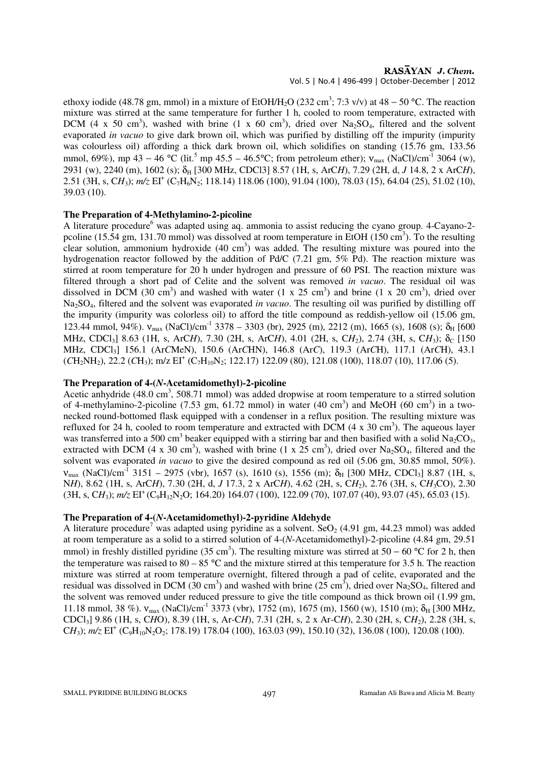ethoxy iodide (48.78 gm, mmol) in a mixture of EtOH/$H_2O$ (232 $cm^3$; 7:3 v/v) at 48 – 50 °C. The reaction mixture was stirred at the same temperature for further 1 h, cooled to room temperature, extracted with DCM (4 x 50 $cm^3$), washed with brine (1 x 60 $cm^3$), dried over $Na_2SO_4$, filtered and the solvent evaporated *in vacuo* to give dark brown oil, which was purified by distilling off the impurity (impurity was colourless oil) affording a thick dark brown oil, which solidifies on standing (15.76 gm, 133.56 mmol, 69%), mp 43 – 46 °C (lit.[5] mp 45.5 – 46.5°C; from petroleum ether); $\nu_{max}$ (NaCl)/$cm^{-1}$ 3064 (w), 2931 (w), 2240 (m), 1602 (s); $\delta_H$ [300 MHz, CDCl3] 8.57 (1H, s, ArC*H*), 7.29 (2H, d, *J* 14.8, 2 x ArC*H*), 2.51 (3H, s, C*H*$_3$); *m/z* $EI^+$ ($C_7H_6N_2$; 118.14) 118.06 (100), 91.04 (100), 78.03 (15), 64.04 (25), 51.02 (10), 39.03 (10).

### The Preparation of 4-Methylamino-2-picoline

A literature procedure[6] was adapted using aq. ammonia to assist reducing the cyano group. 4-Cayano-2-pcoline (15.54 gm, 131.70 mmol) was dissolved at room temperature in EtOH (150 $cm^3$). To the resulting clear solution, ammonium hydroxide (40 $cm^3$) was added. The resulting mixture was poured into the hydrogenation reactor followed by the addition of Pd/C (7.21 gm, 5% Pd). The reaction mixture was stirred at room temperature for 20 h under hydrogen and pressure of 60 PSI. The reaction mixture was filtered through a short pad of Celite and the solvent was removed *in vacuo*. The residual oil was dissolved in DCM (30 $cm^3$) and washed with water (1 x 25 $cm^3$) and brine (1 x 20 $cm^3$), dried over $Na_2SO_4$, filtered and the solvent was evaporated *in vacuo*. The resulting oil was purified by distilling off the impurity (impurity was colorless oil) to afford the title compound as reddish-yellow oil (15.06 gm, 123.44 mmol, 94%). $\nu_{max}$ (NaCl)/$cm^{-1}$ 3378 – 3303 (br), 2925 (m), 2212 (m), 1665 (s), 1608 (s); $\delta_H$ [600 MHz, $CDCl_3$] 8.63 (1H, s, ArC*H*), 7.30 (2H, s, ArC*H*), 4.01 (2H, s, C*H*$_2$), 2.74 (3H, s, C*H*$_3$); $\delta_C$ [150 MHz, $CDCl_3$] 156.1 (Ar*C*MeN), 150.6 (Ar*C*HN), 146.8 (Ar*C*), 119.3 (Ar*C*H), 117.1 (Ar*C*H), 43.1 (*C*$H_2NH_2$), 22.2 (*C*$H_3$); m/z $EI^+$ ($C_7H_{10}N_2$; 122.17) 122.09 (80), 121.08 (100), 118.07 (10), 117.06 (5).

### The Preparation of 4-(*N*-Acetamidomethyl)-2-picoline

Acetic anhydride (48.0 $cm^3$, 508.71 mmol) was added dropwise at room temperature to a stirred solution of 4-methylamino-2-picoline (7.53 gm, 61.72 mmol) in water (40 $cm^3$) and MeOH (60 $cm^3$) in a two-necked round-bottomed flask equipped with a condenser in a reflux position. The resulting mixture was refluxed for 24 h, cooled to room temperature and extracted with DCM (4 x 30 $cm^3$). The aqueous layer was transferred into a 500 $cm^3$ beaker equipped with a stirring bar and then basified with a solid $Na_2CO_3$, extracted with DCM (4 x 30 $cm^3$), washed with brine (1 x 25 $cm^3$), dried over $Na_2SO_4$, filtered and the solvent was evaporated *in vacuo* to give the desired compound as red oil (5.06 gm, 30.85 mmol, 50%). $\nu_{max}$ (NaCl)/$cm^{-1}$ 3151 – 2975 (vbr), 1657 (s), 1610 (s), 1556 (m); $\delta_H$ [300 MHz, $CDCl_3$] 8.87 (1H, s, N*H*), 8.62 (1H, s, ArC*H*), 7.30 (2H, d, *J* 17.3, 2 x ArC*H*), 4.62 (2H, s, C*H*$_2$), 2.76 (3H, s, C*H*$_3$CO), 2.30 (3H, s, C*H*$_3$); *m/z* $EI^+$ ($C_9H_{12}N_2O$; 164.20) 164.07 (100), 122.09 (70), 107.07 (40), 93.07 (45), 65.03 (15).

### The Preparation of 4-(*N*-Acetamidomethyl)-2-pyridine Aldehyde

A literature procedure[7] was adapted using pyridine as a solvent. $SeO_2$ (4.91 gm, 44.23 mmol) was added at room temperature as a solid to a stirred solution of 4-(*N*-Acetamidomethyl)-2-picoline (4.84 gm, 29.51 mmol) in freshly distilled pyridine (35 $cm^3$). The resulting mixture was stirred at 50 – 60 °C for 2 h, then the temperature was raised to 80 – 85 °C and the mixture stirred at this temperature for 3.5 h. The reaction mixture was stirred at room temperature overnight, filtered through a pad of celite, evaporated and the residual was dissolved in DCM (30 $cm^3$) and washed with brine (25 $cm^3$), dried over $Na_2SO_4$, filtered and the solvent was removed under reduced pressure to give the title compound as thick brown oil (1.99 gm, 11.18 mmol, 38 %). $\nu_{max}$ (NaCl)/$cm^{-1}$ 3373 (vbr), 1752 (m), 1675 (m), 1560 (w), 1510 (m); $\delta_H$ [300 MHz, $CDCl_3$] 9.86 (1H, s, C*H*O), 8.39 (1H, s, Ar-C*H*), 7.31 (2H, s, 2 x Ar-C*H*), 2.30 (2H, s, C*H*$_2$), 2.28 (3H, s, C*H*$_3$); *m/z* $EI^+$ ($C_9H_{10}N_2O_2$; 178.19) 178.04 (100), 163.03 (99), 150.10 (32), 136.08 (100), 120.08 (100).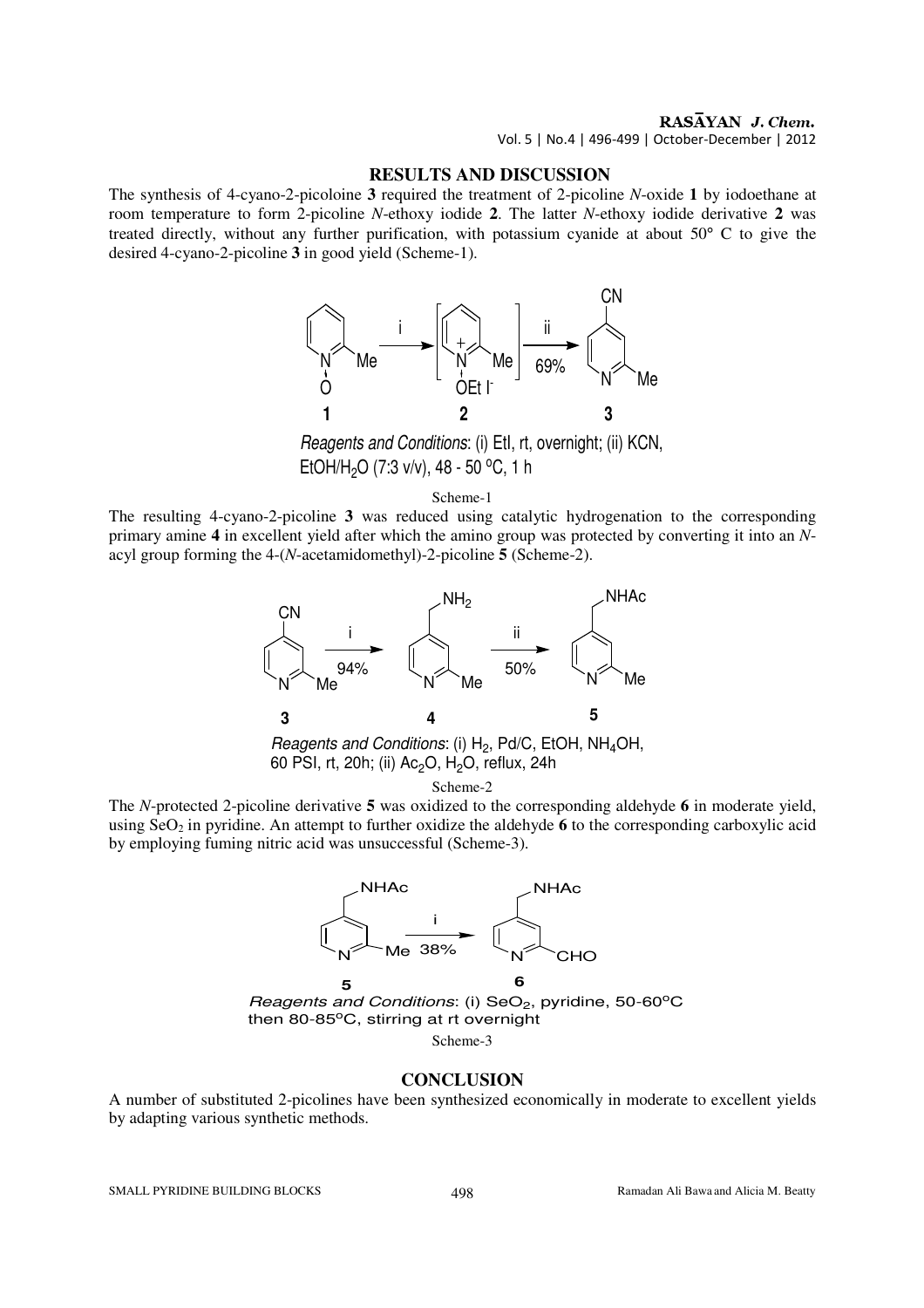## RESULTS AND DISCUSSION

The synthesis of 4-cyano-2-picoloine **3** required the treatment of 2-picoline *N*-oxide **1** by iodoethane at room temperature to form 2-picoline *N*-ethoxy iodide **2**. The latter *N*-ethoxy iodide derivative **2** was treated directly, without any further purification, with potassium cyanide at about 50° C to give the desired 4-cyano-2-picoline **3** in good yield (Scheme-1).

*Reagents and Conditions*: (i) EtI, rt, overnight; (ii) KCN, EtOH/$H_2O$ (7:3 v/v), 48 - 50 °C, 1 h

Scheme-1

The resulting 4-cyano-2-picoline **3** was reduced using catalytic hydrogenation to the corresponding primary amine **4** in excellent yield after which the amino group was protected by converting it into an *N*-acyl group forming the 4-(*N*-acetamidomethyl)-2-picoline **5** (Scheme-2).

*Reagents and Conditions*: (i) $H_2$, Pd/C, EtOH, $NH_4OH$, 60 PSI, rt, 20h; (ii) $Ac_2O$, $H_2O$, reflux, 24h

Scheme-2

The *N*-protected 2-picoline derivative **5** was oxidized to the corresponding aldehyde **6** in moderate yield, using $SeO_2$ in pyridine. An attempt to further oxidize the aldehyde **6** to the corresponding carboxylic acid by employing fuming nitric acid was unsuccessful (Scheme-3).

*Reagents and Conditions*: (i) $SeO_2$, pyridine, 50-60°C then 80-85°C, stirring at rt overnight

Scheme-3

## CONCLUSION

A number of substituted 2-picolines have been synthesized economically in moderate to excellent yields by adapting various synthetic methods.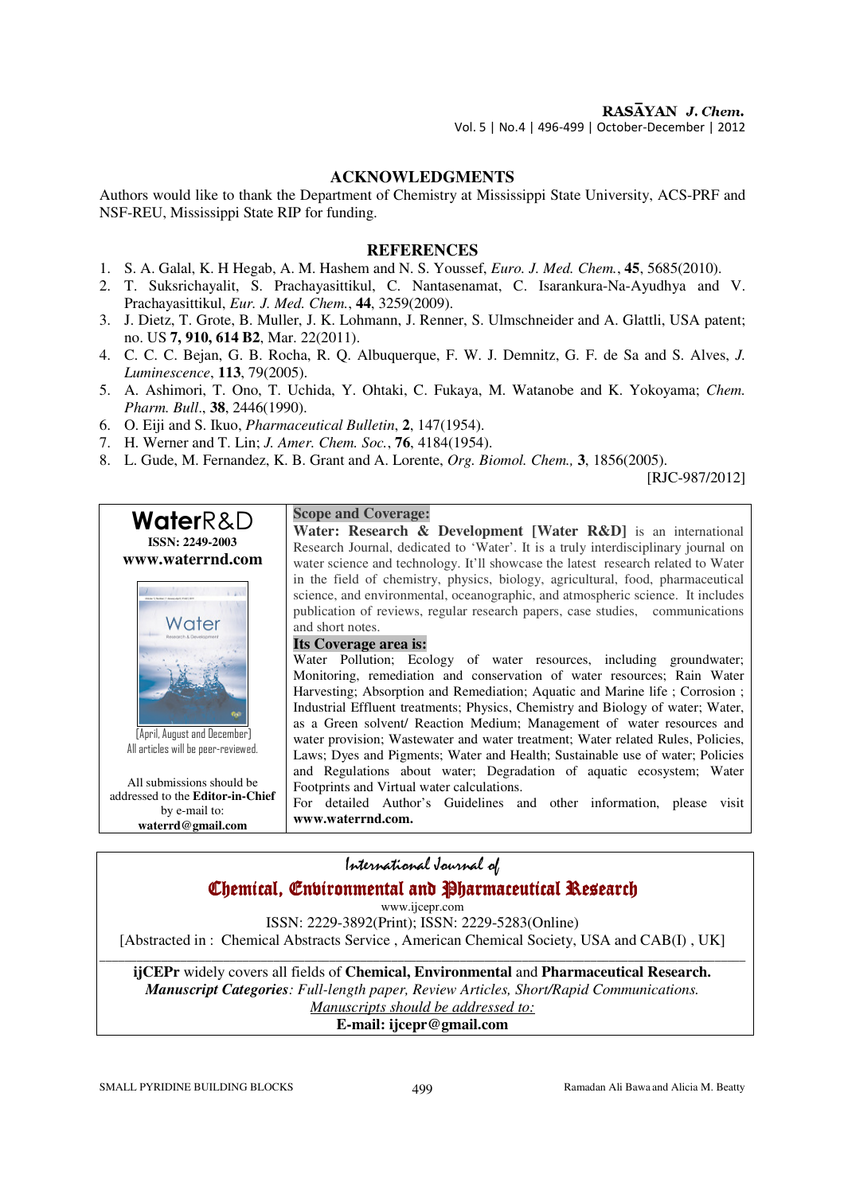## ACKNOWLEDGMENTS

Authors would like to thank the Department of Chemistry at Mississippi State University, ACS-PRF and NSF-REU, Mississippi State RIP for funding.

## REFERENCES

1. S. A. Galal, K. H Hegab, A. M. Hashem and N. S. Youssef, *Euro. J. Med. Chem.*, **45**, 5685(2010).
2. T. Suksrichayalit, S. Prachayasittikul, C. Nantasenamat, C. Isarankura-Na-Ayudhya and V. Prachayasittikul, *Eur. J. Med. Chem.*, **44**, 3259(2009).
3. J. Dietz, T. Grote, B. Muller, J. K. Lohmann, J. Renner, S. Ulmschneider and A. Glattli, USA patent; no. US **7, 910, 614 B2**, Mar. 22(2011).
4. C. C. C. Bejan, G. B. Rocha, R. Q. Albuquerque, F. W. J. Demnitz, G. F. de Sa and S. Alves, *J. Luminescence*, **113**, 79(2005).
5. A. Ashimori, T. Ono, T. Uchida, Y. Ohtaki, C. Fukaya, M. Watanobe and K. Yokoyama; *Chem. Pharm. Bull.*, **38**, 2446(1990).
6. O. Eiji and S. Ikuo, *Pharmaceutical Bulletin*, **2**, 147(1954).
7. H. Werner and T. Lin; *J. Amer. Chem. Soc.*, **76**, 4184(1954).
8. L. Gude, M. Fernandez, K. B. Grant and A. Lorente, *Org. Biomol. Chem.,* **3**, 1856(2005).

[RJC-987/2012]

**Water**R&D
**ISSN: 2249-2003**
**www.waterrnd.com**

[April, August and December]
All articles will be peer-reviewed.

All submissions should be addressed to the **Editor-in-Chief** by e-mail to:
**waterrd@gmail.com**

**Scope and Coverage:**
**Water: Research & Development [Water R&D]** is an international Research Journal, dedicated to 'Water'. It is a truly interdisciplinary journal on water science and technology. It'll showcase the latest research related to Water in the field of chemistry, physics, biology, agricultural, food, pharmaceutical science, and environmental, oceanographic, and atmospheric science. It includes publication of reviews, regular research papers, case studies, communications and short notes.

**Its Coverage area is:**
Water Pollution; Ecology of water resources, including groundwater; Monitoring, remediation and conservation of water resources; Rain Water Harvesting; Absorption and Remediation; Aquatic and Marine life ; Corrosion ; Industrial Effluent treatments; Physics, Chemistry and Biology of water; Water, as a Green solvent/ Reaction Medium; Management of water resources and water provision; Wastewater and water treatment; Water related Rules, Policies, Laws; Dyes and Pigments; Water and Health; Sustainable use of water; Policies and Regulations about water; Degradation of aquatic ecosystem; Water Footprints and Virtual water calculations.
For detailed Author's Guidelines and other information, please visit **www.waterrnd.com.**

*International Journal of*
**Chemical, Environmental and Pharmaceutical Research**
www.ijcepr.com
ISSN: 2229-3892(Print); ISSN: 2229-5283(Online)
[Abstracted in : Chemical Abstracts Service , American Chemical Society, USA and CAB(I) , UK]

**ijCEPr** widely covers all fields of **Chemical, Environmental** and **Pharmaceutical Research.**
***Manuscript Categories****: Full-length paper, Review Articles, Short/Rapid Communications.*
*Manuscripts should be addressed to:*
**E-mail: ijcepr@gmail.com**